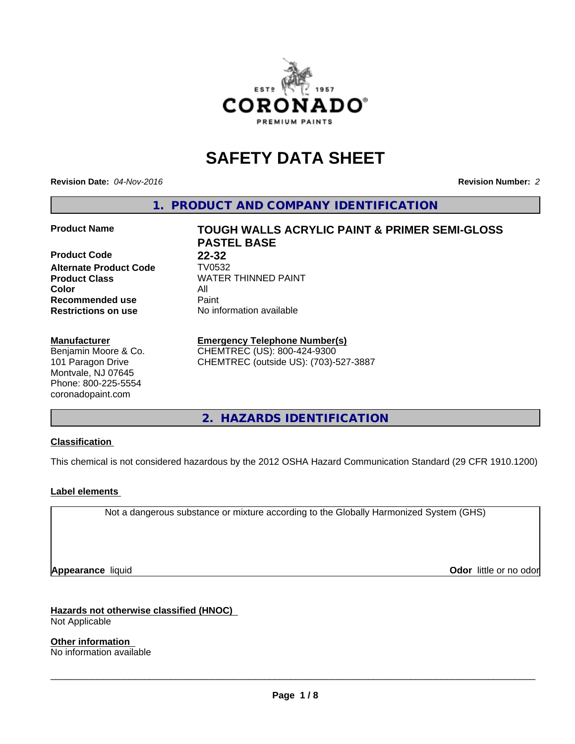# SAFETY DATA SHEET

**Revision Date:** *04-Nov-2016* **Revision Number:** *2*

## 1. PRODUCT AND COMPANY IDENTIFICATION

| | |
|---|---|
| **Product Name** | **TOUGH WALLS ACRYLIC PAINT & PRIMER SEMI-GLOSS PASTEL BASE** |
| **Product Code** | **22-32** |
| **Alternate Product Code** | TV0532 |
| **Product Class** | WATER THINNED PAINT |
| **Color** | All |
| **Recommended use** | Paint |
| **Restrictions on use** | No information available |

**Manufacturer**
Benjamin Moore & Co.
101 Paragon Drive
Montvale, NJ 07645
Phone: 800-225-5554
coronadopaint.com

**Emergency Telephone Number(s)**
CHEMTREC (US): 800-424-9300
CHEMTREC (outside US): (703)-527-3887

## 2. HAZARDS IDENTIFICATION

**Classification**

This chemical is not considered hazardous by the 2012 OSHA Hazard Communication Standard (29 CFR 1910.1200)

**Label elements**

Not a dangerous substance or mixture according to the Globally Harmonized System (GHS)

**Appearance** liquid **Odor** little or no odor

**Hazards not otherwise classified (HNOC)**
Not Applicable

**Other information**
No information available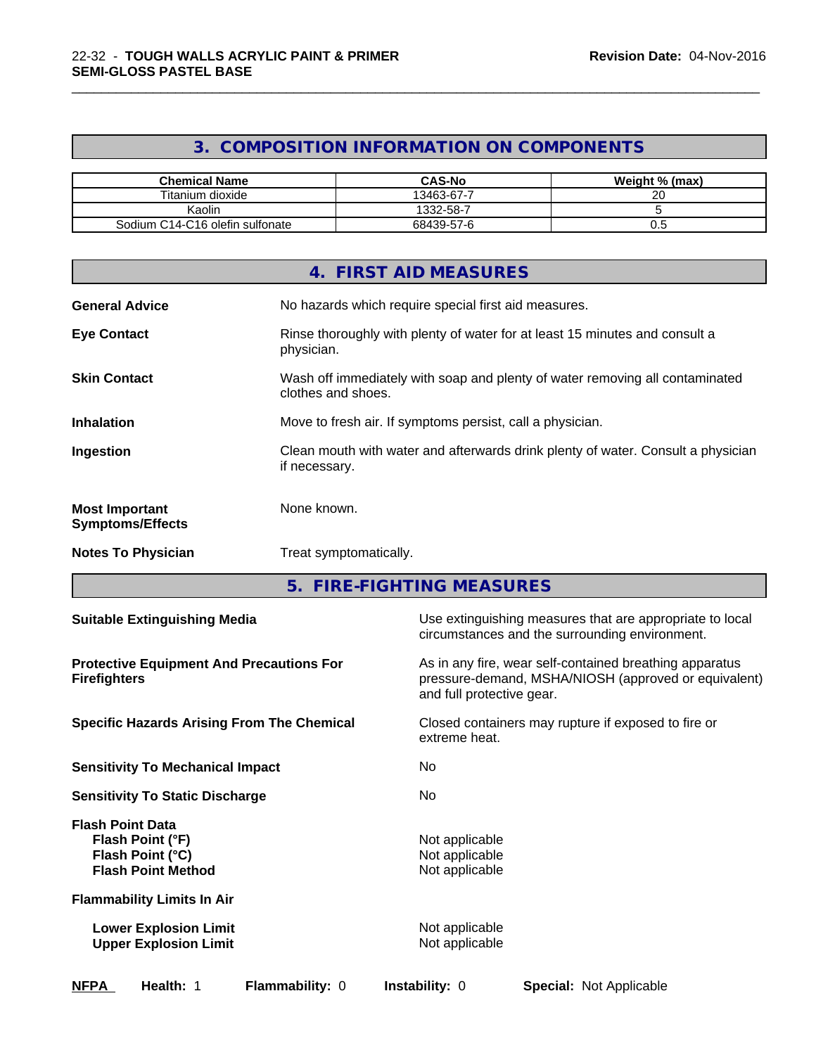## 3. COMPOSITION INFORMATION ON COMPONENTS

| Chemical Name | CAS-No | Weight % (max) |
|---|---|---|
| Titanium dioxide | 13463-67-7 | 20 |
| Kaolin | 1332-58-7 | 5 |
| Sodium C14-C16 olefin sulfonate | 68439-57-6 | 0.5 |

## 4. FIRST AID MEASURES

**General Advice** No hazards which require special first aid measures.

**Eye Contact** Rinse thoroughly with plenty of water for at least 15 minutes and consult a physician.

**Skin Contact** Wash off immediately with soap and plenty of water removing all contaminated clothes and shoes.

**Inhalation** Move to fresh air. If symptoms persist, call a physician.

**Ingestion** Clean mouth with water and afterwards drink plenty of water. Consult a physician if necessary.

**Most Important Symptoms/Effects** None known.

**Notes To Physician** Treat symptomatically.

## 5. FIRE-FIGHTING MEASURES

**Suitable Extinguishing Media** Use extinguishing measures that are appropriate to local circumstances and the surrounding environment.

**Protective Equipment And Precautions For Firefighters** As in any fire, wear self-contained breathing apparatus pressure-demand, MSHA/NIOSH (approved or equivalent) and full protective gear.

**Specific Hazards Arising From The Chemical** Closed containers may rupture if exposed to fire or extreme heat.

**Sensitivity To Mechanical Impact** No

**Sensitivity To Static Discharge** No

**Flash Point Data**

**Flash Point (°F)** Not applicable

**Flash Point (°C)** Not applicable

**Flash Point Method** Not applicable

**Flammability Limits In Air**

**Lower Explosion Limit** Not applicable

**Upper Explosion Limit** Not applicable

**NFPA** **Health:** 1 **Flammability:** 0 **Instability:** 0 **Special:** Not Applicable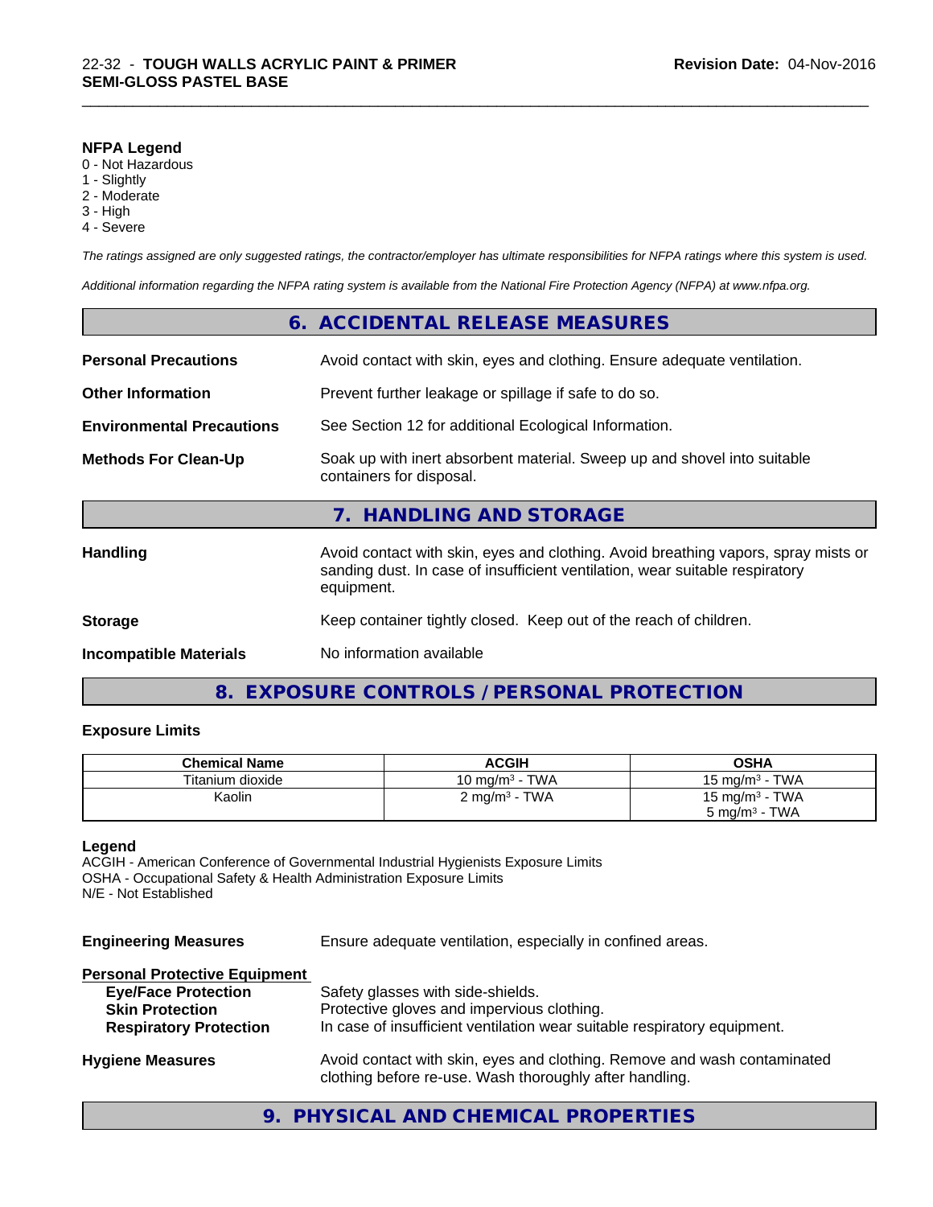**NFPA Legend**

0 - Not Hazardous
1 - Slightly
2 - Moderate
3 - High
4 - Severe

*The ratings assigned are only suggested ratings, the contractor/employer has ultimate responsibilities for NFPA ratings where this system is used.*

*Additional information regarding the NFPA rating system is available from the National Fire Protection Agency (NFPA) at www.nfpa.org.*

## 6. ACCIDENTAL RELEASE MEASURES

**Personal Precautions** Avoid contact with skin, eyes and clothing. Ensure adequate ventilation.

**Other Information** Prevent further leakage or spillage if safe to do so.

**Environmental Precautions** See Section 12 for additional Ecological Information.

**Methods For Clean-Up** Soak up with inert absorbent material. Sweep up and shovel into suitable containers for disposal.

## 7. HANDLING AND STORAGE

**Handling** Avoid contact with skin, eyes and clothing. Avoid breathing vapors, spray mists or sanding dust. In case of insufficient ventilation, wear suitable respiratory equipment.

**Storage** Keep container tightly closed. Keep out of the reach of children.

**Incompatible Materials** No information available

## 8. EXPOSURE CONTROLS / PERSONAL PROTECTION

**Exposure Limits**

| Chemical Name | ACGIH | OSHA |
|---|---|---|
| Titanium dioxide | 10 mg/m$^3$ - TWA | 15 mg/m$^3$ - TWA |
| Kaolin | 2 mg/m$^3$ - TWA | 15 mg/m$^3$ - TWA<br>5 mg/m$^3$ - TWA |

**Legend**

ACGIH - American Conference of Governmental Industrial Hygienists Exposure Limits
OSHA - Occupational Safety & Health Administration Exposure Limits
N/E - Not Established

**Engineering Measures** Ensure adequate ventilation, especially in confined areas.

**Personal Protective Equipment**

- **Eye/Face Protection** Safety glasses with side-shields.
- **Skin Protection** Protective gloves and impervious clothing.
- **Respiratory Protection** In case of insufficient ventilation wear suitable respiratory equipment.

**Hygiene Measures** Avoid contact with skin, eyes and clothing. Remove and wash contaminated clothing before re-use. Wash thoroughly after handling.

## 9. PHYSICAL AND CHEMICAL PROPERTIES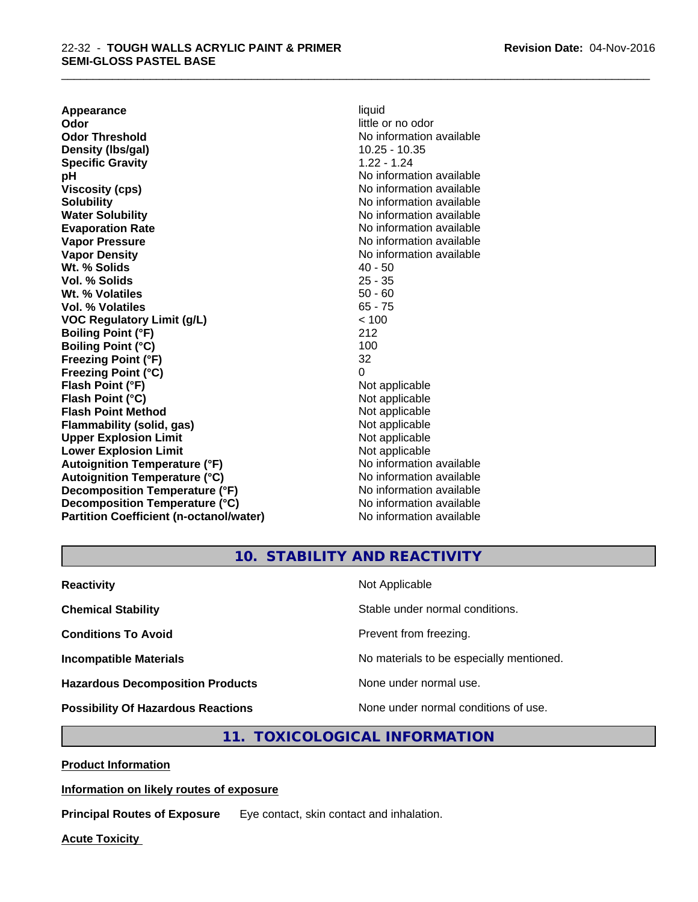| | |
|---|---|
| **Appearance** | liquid |
| **Odor** | little or no odor |
| **Odor Threshold** | No information available |
| **Density (lbs/gal)** | 10.25 - 10.35 |
| **Specific Gravity** | 1.22 - 1.24 |
| **pH** | No information available |
| **Viscosity (cps)** | No information available |
| **Solubility** | No information available |
| **Water Solubility** | No information available |
| **Evaporation Rate** | No information available |
| **Vapor Pressure** | No information available |
| **Vapor Density** | No information available |
| **Wt. % Solids** | 40 - 50 |
| **Vol. % Solids** | 25 - 35 |
| **Wt. % Volatiles** | 50 - 60 |
| **Vol. % Volatiles** | 65 - 75 |
| **VOC Regulatory Limit (g/L)** | < 100 |
| **Boiling Point (°F)** | 212 |
| **Boiling Point (°C)** | 100 |
| **Freezing Point (°F)** | 32 |
| **Freezing Point (°C)** | 0 |
| **Flash Point (°F)** | Not applicable |
| **Flash Point (°C)** | Not applicable |
| **Flash Point Method** | Not applicable |
| **Flammability (solid, gas)** | Not applicable |
| **Upper Explosion Limit** | Not applicable |
| **Lower Explosion Limit** | Not applicable |
| **Autoignition Temperature (°F)** | No information available |
| **Autoignition Temperature (°C)** | No information available |
| **Decomposition Temperature (°F)** | No information available |
| **Decomposition Temperature (°C)** | No information available |
| **Partition Coefficient (n-octanol/water)** | No information available |

## 10. STABILITY AND REACTIVITY

| | |
|---|---|
| **Reactivity** | Not Applicable |
| **Chemical Stability** | Stable under normal conditions. |
| **Conditions To Avoid** | Prevent from freezing. |
| **Incompatible Materials** | No materials to be especially mentioned. |
| **Hazardous Decomposition Products** | None under normal use. |
| **Possibility Of Hazardous Reactions** | None under normal conditions of use. |

## 11. TOXICOLOGICAL INFORMATION

**Product Information**

**Information on likely routes of exposure**

**Principal Routes of Exposure** Eye contact, skin contact and inhalation.

**Acute Toxicity**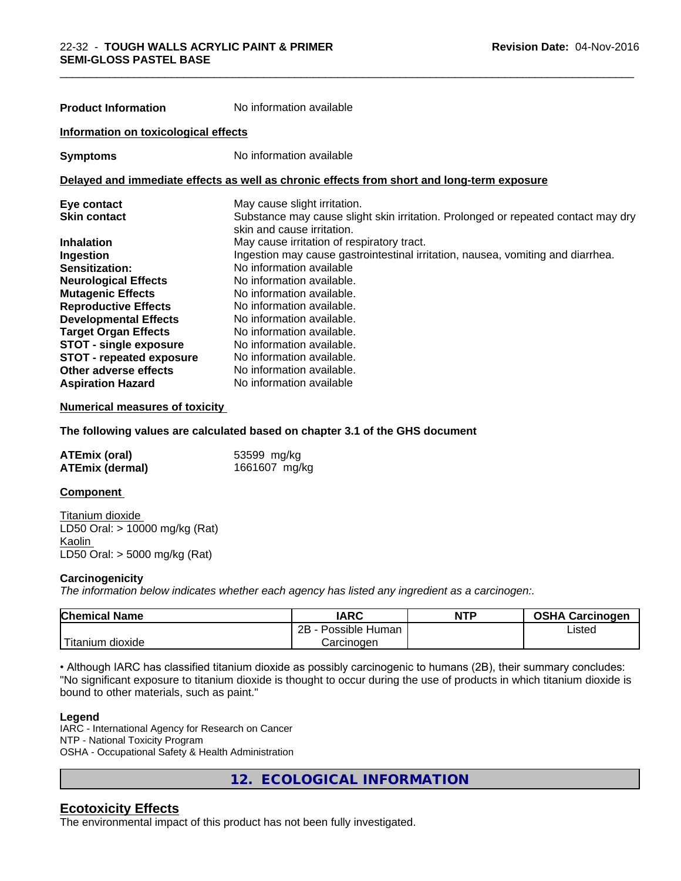**Product Information** No information available

**Information on toxicological effects**

**Symptoms** No information available

**Delayed and immediate effects as well as chronic effects from short and long-term exposure**

| | |
|---|---|
| **Eye contact** | May cause slight irritation. |
| **Skin contact** | Substance may cause slight skin irritation. Prolonged or repeated contact may dry skin and cause irritation. |
| **Inhalation** | May cause irritation of respiratory tract. |
| **Ingestion** | Ingestion may cause gastrointestinal irritation, nausea, vomiting and diarrhea. |
| **Sensitization:** | No information available |
| **Neurological Effects** | No information available. |
| **Mutagenic Effects** | No information available. |
| **Reproductive Effects** | No information available. |
| **Developmental Effects** | No information available. |
| **Target Organ Effects** | No information available. |
| **STOT - single exposure** | No information available. |
| **STOT - repeated exposure** | No information available. |
| **Other adverse effects** | No information available. |
| **Aspiration Hazard** | No information available |

**Numerical measures of toxicity**

**The following values are calculated based on chapter 3.1 of the GHS document**

| | |
|---|---|
| **ATEmix (oral)** | 53599 mg/kg |
| **ATEmix (dermal)** | 1661607 mg/kg |

**Component**

Titanium dioxide
LD50 Oral: > 10000 mg/kg (Rat)
Kaolin
LD50 Oral: > 5000 mg/kg (Rat)

**Carcinogenicity**

*The information below indicates whether each agency has listed any ingredient as a carcinogen:.*

| Chemical Name | IARC | NTP | OSHA Carcinogen |
|---|---|---|---|
| Titanium dioxide | 2B - Possible Human Carcinogen | | Listed |

• Although IARC has classified titanium dioxide as possibly carcinogenic to humans (2B), their summary concludes: "No significant exposure to titanium dioxide is thought to occur during the use of products in which titanium dioxide is bound to other materials, such as paint."

**Legend**

IARC - International Agency for Research on Cancer
NTP - National Toxicity Program
OSHA - Occupational Safety & Health Administration

## 12. ECOLOGICAL INFORMATION

### Ecotoxicity Effects

The environmental impact of this product has not been fully investigated.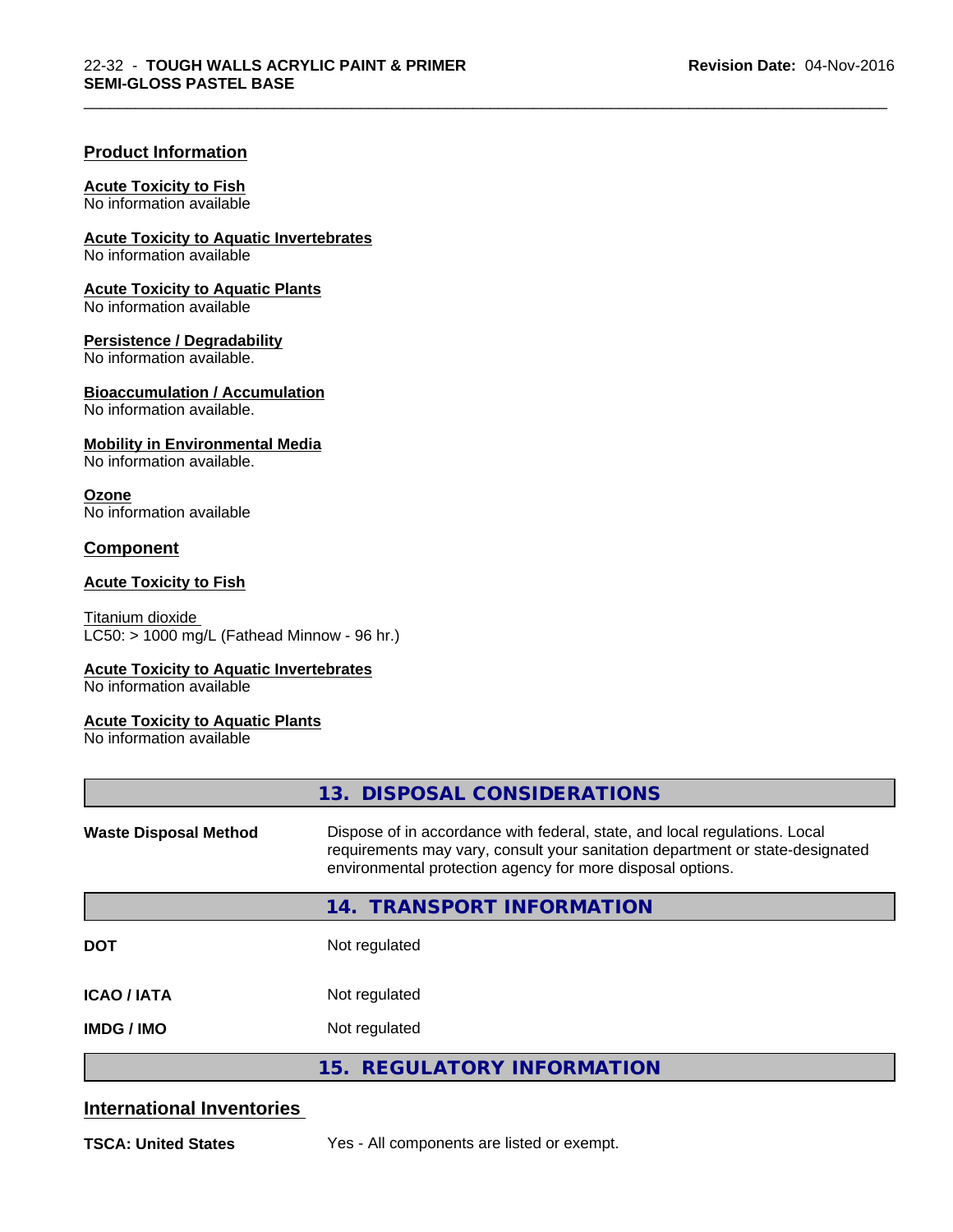## Product Information

**Acute Toxicity to Fish**
No information available

**Acute Toxicity to Aquatic Invertebrates**
No information available

**Acute Toxicity to Aquatic Plants**
No information available

**Persistence / Degradability**
No information available.

**Bioaccumulation / Accumulation**
No information available.

**Mobility in Environmental Media**
No information available.

**Ozone**
No information available

## Component

**Acute Toxicity to Fish**

Titanium dioxide
LC50: > 1000 mg/L (Fathead Minnow - 96 hr.)

**Acute Toxicity to Aquatic Invertebrates**
No information available

**Acute Toxicity to Aquatic Plants**
No information available

## 13. DISPOSAL CONSIDERATIONS

| | |
|---|---|
| **Waste Disposal Method** | Dispose of in accordance with federal, state, and local regulations. Local requirements may vary, consult your sanitation department or state-designated environmental protection agency for more disposal options. |

## 14. TRANSPORT INFORMATION

| | |
|---|---|
| **DOT** | Not regulated |
| **ICAO / IATA** | Not regulated |
| **IMDG / IMO** | Not regulated |

## 15. REGULATORY INFORMATION

## International Inventories

| | |
|---|---|
| **TSCA: United States** | Yes - All components are listed or exempt. |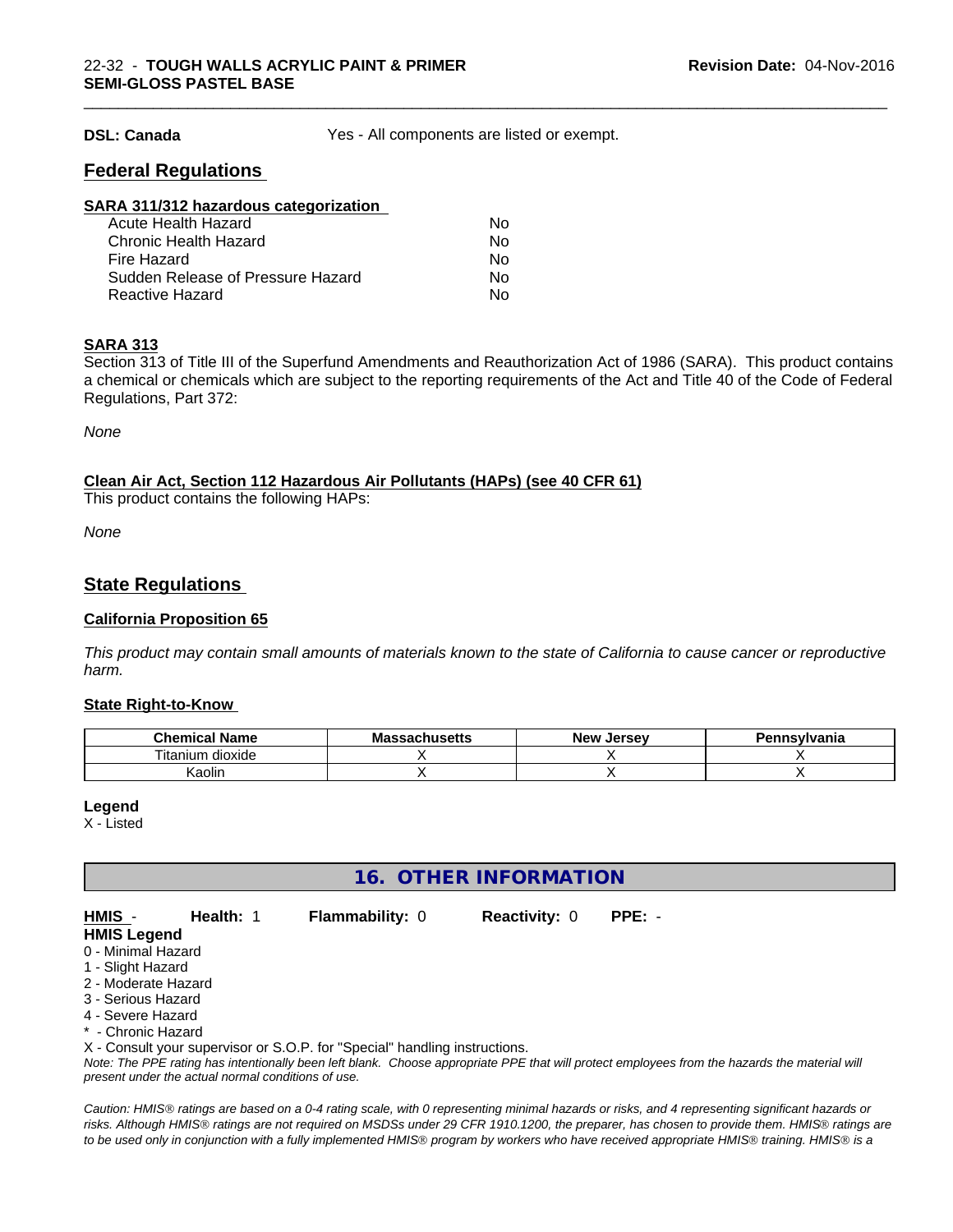**DSL: Canada** Yes - All components are listed or exempt.

## Federal Regulations

**SARA 311/312 hazardous categorization**

| | |
|---|---|
| Acute Health Hazard | No |
| Chronic Health Hazard | No |
| Fire Hazard | No |
| Sudden Release of Pressure Hazard | No |
| Reactive Hazard | No |

**SARA 313**

Section 313 of Title III of the Superfund Amendments and Reauthorization Act of 1986 (SARA). This product contains a chemical or chemicals which are subject to the reporting requirements of the Act and Title 40 of the Code of Federal Regulations, Part 372:

*None*

**Clean Air Act, Section 112 Hazardous Air Pollutants (HAPs) (see 40 CFR 61)**

This product contains the following HAPs:

*None*

## State Regulations

**California Proposition 65**

*This product may contain small amounts of materials known to the state of California to cause cancer or reproductive harm.*

**State Right-to-Know**

| Chemical Name | Massachusetts | New Jersey | Pennsylvania |
|---|---|---|---|
| Titanium dioxide | X | X | X |
| Kaolin | X | X | X |

**Legend**

X - Listed

## 16. OTHER INFORMATION

**HMIS** - **Health:** 1 **Flammability:** 0 **Reactivity:** 0 **PPE:** -

**HMIS Legend**

0 - Minimal Hazard
1 - Slight Hazard
2 - Moderate Hazard
3 - Serious Hazard
4 - Severe Hazard
* - Chronic Hazard
X - Consult your supervisor or S.O.P. for "Special" handling instructions.

*Note: The PPE rating has intentionally been left blank. Choose appropriate PPE that will protect employees from the hazards the material will present under the actual normal conditions of use.*

*Caution: HMIS® ratings are based on a 0-4 rating scale, with 0 representing minimal hazards or risks, and 4 representing significant hazards or risks. Although HMIS® ratings are not required on MSDSs under 29 CFR 1910.1200, the preparer, has chosen to provide them. HMIS® ratings are to be used only in conjunction with a fully implemented HMIS® program by workers who have received appropriate HMIS® training. HMIS® is a*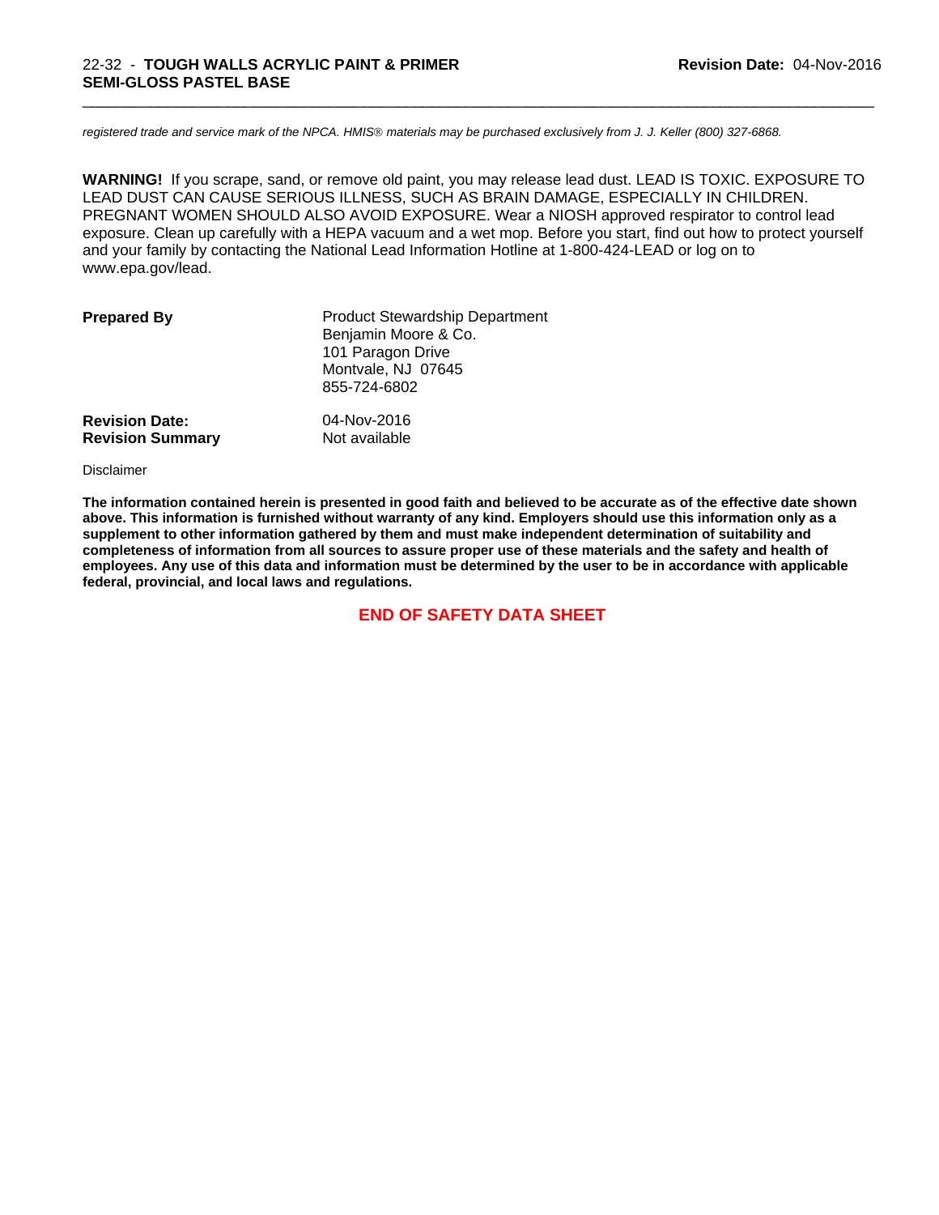*registered trade and service mark of the NPCA. HMIS® materials may be purchased exclusively from J. J. Keller (800) 327-6868.*

**WARNING!** If you scrape, sand, or remove old paint, you may release lead dust. LEAD IS TOXIC. EXPOSURE TO LEAD DUST CAN CAUSE SERIOUS ILLNESS, SUCH AS BRAIN DAMAGE, ESPECIALLY IN CHILDREN. PREGNANT WOMEN SHOULD ALSO AVOID EXPOSURE. Wear a NIOSH approved respirator to control lead exposure. Clean up carefully with a HEPA vacuum and a wet mop. Before you start, find out how to protect yourself and your family by contacting the National Lead Information Hotline at 1-800-424-LEAD or log on to www.epa.gov/lead.

| | |
|---|---|
| **Prepared By** | Product Stewardship Department<br>Benjamin Moore & Co.<br>101 Paragon Drive<br>Montvale, NJ 07645<br>855-724-6802 |
| **Revision Date:** | 04-Nov-2016 |
| **Revision Summary** | Not available |

Disclaimer

**The information contained herein is presented in good faith and believed to be accurate as of the effective date shown above. This information is furnished without warranty of any kind. Employers should use this information only as a supplement to other information gathered by them and must make independent determination of suitability and completeness of information from all sources to assure proper use of these materials and the safety and health of employees. Any use of this data and information must be determined by the user to be in accordance with applicable federal, provincial, and local laws and regulations.**

**END OF SAFETY DATA SHEET**